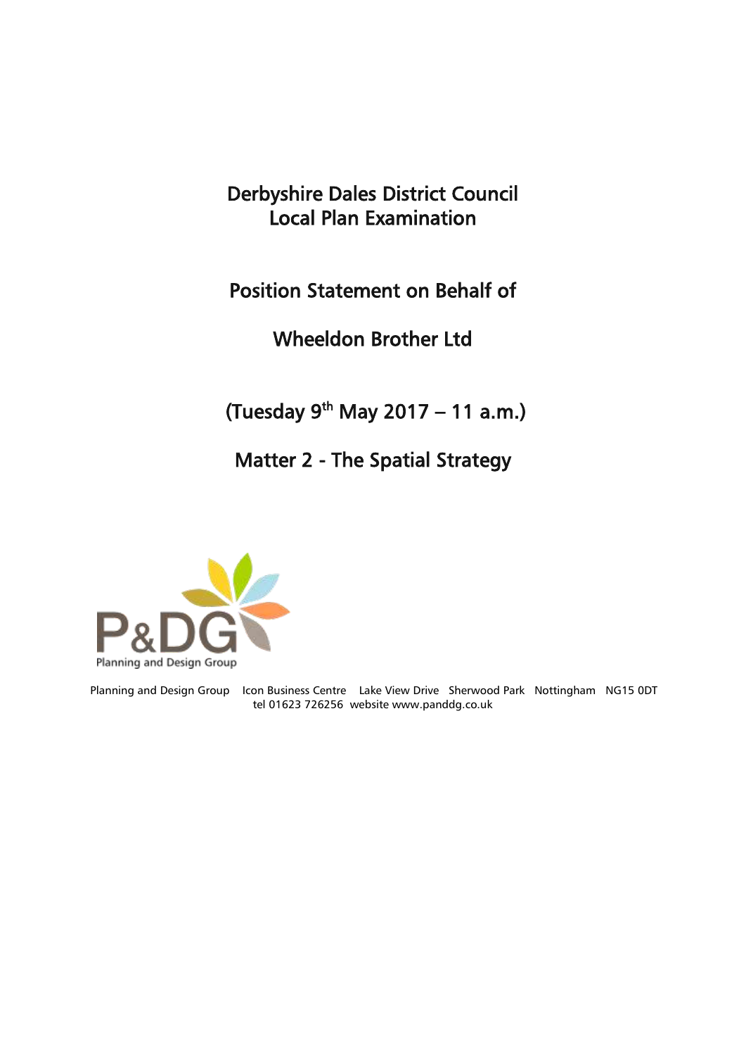# Derbyshire Dales District Council Local Plan Examination

## Position Statement on Behalf of

## Wheeldon Brother Ltd

## (Tuesday 9th May 2017 – 11 a.m.)

## Matter 2 - The Spatial Strategy

P&DG
Planning and Design Group

Planning and Design Group   Icon Business Centre   Lake View Drive   Sherwood Park   Nottingham   NG15 0DT
tel 01623 726256  website www.panddg.co.uk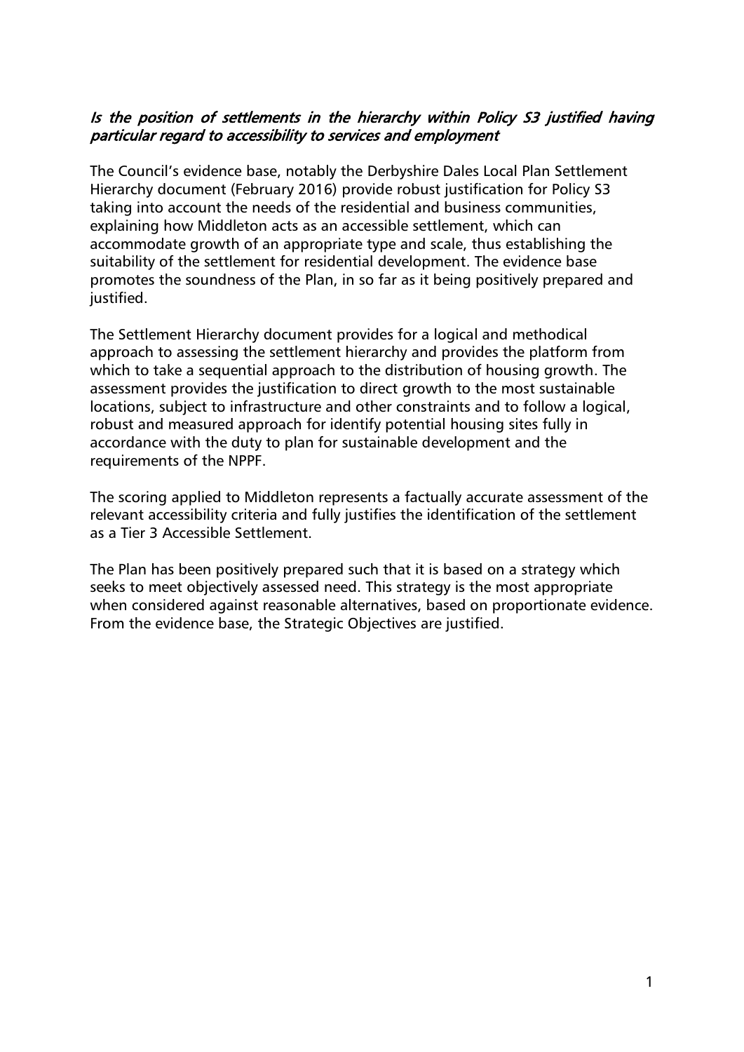***Is the position of settlements in the hierarchy within Policy S3 justified having particular regard to accessibility to services and employment***

The Council's evidence base, notably the Derbyshire Dales Local Plan Settlement Hierarchy document (February 2016) provide robust justification for Policy S3 taking into account the needs of the residential and business communities, explaining how Middleton acts as an accessible settlement, which can accommodate growth of an appropriate type and scale, thus establishing the suitability of the settlement for residential development. The evidence base promotes the soundness of the Plan, in so far as it being positively prepared and justified.

The Settlement Hierarchy document provides for a logical and methodical approach to assessing the settlement hierarchy and provides the platform from which to take a sequential approach to the distribution of housing growth. The assessment provides the justification to direct growth to the most sustainable locations, subject to infrastructure and other constraints and to follow a logical, robust and measured approach for identify potential housing sites fully in accordance with the duty to plan for sustainable development and the requirements of the NPPF.

The scoring applied to Middleton represents a factually accurate assessment of the relevant accessibility criteria and fully justifies the identification of the settlement as a Tier 3 Accessible Settlement.

The Plan has been positively prepared such that it is based on a strategy which seeks to meet objectively assessed need. This strategy is the most appropriate when considered against reasonable alternatives, based on proportionate evidence. From the evidence base, the Strategic Objectives are justified.